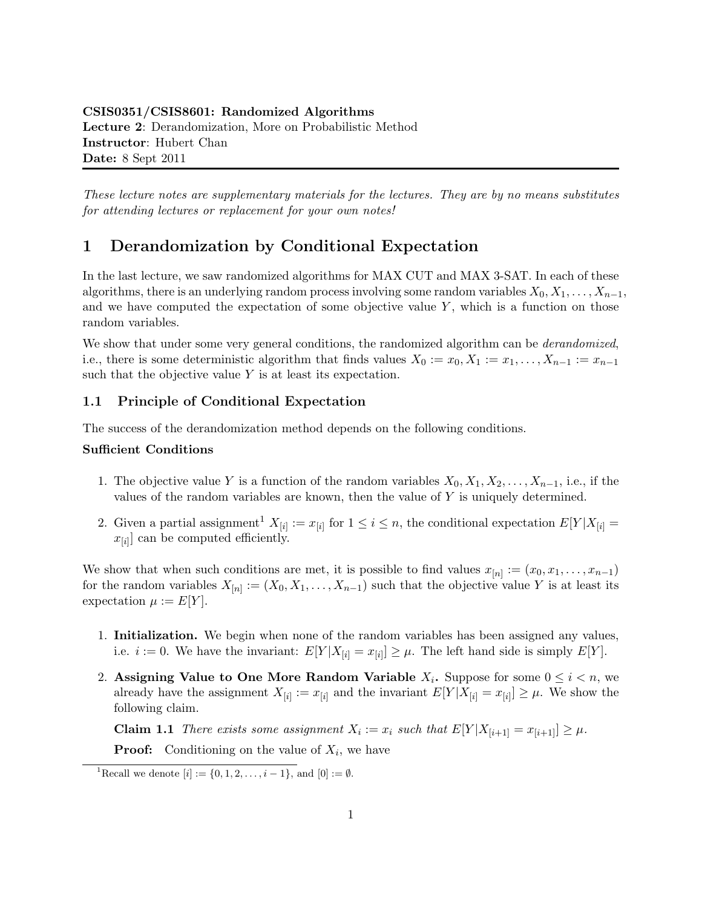**CSIS0351/CSIS8601: Randomized Algorithms**
**Lecture 2**: Derandomization, More on Probabilistic Method
**Instructor**: Hubert Chan
**Date:** 8 Sept 2011

*These lecture notes are supplementary materials for the lectures. They are by no means substitutes for attending lectures or replacement for your own notes!*

# 1 Derandomization by Conditional Expectation

In the last lecture, we saw randomized algorithms for MAX CUT and MAX 3-SAT. In each of these algorithms, there is an underlying random process involving some random variables $X_0, X_1, \ldots, X_{n-1}$, and we have computed the expectation of some objective value $Y$, which is a function on those random variables.

We show that under some very general conditions, the randomized algorithm can be *derandomized*, i.e., there is some deterministic algorithm that finds values $X_0 := x_0, X_1 := x_1, \ldots, X_{n-1} := x_{n-1}$ such that the objective value $Y$ is at least its expectation.

## 1.1 Principle of Conditional Expectation

The success of the derandomization method depends on the following conditions.

**Sufficient Conditions**

1. The objective value $Y$ is a function of the random variables $X_0, X_1, X_2, \ldots, X_{n-1}$, i.e., if the values of the random variables are known, then the value of $Y$ is uniquely determined.
2. Given a partial assignment[1] $X_{[i]} := x_{[i]}$ for $1 \leq i \leq n$, the conditional expectation $E[Y|X_{[i]} = x_{[i]}]$ can be computed efficiently.

We show that when such conditions are met, it is possible to find values $x_{[n]} := (x_0, x_1, \ldots, x_{n-1})$ for the random variables $X_{[n]} := (X_0, X_1, \ldots, X_{n-1})$ such that the objective value $Y$ is at least its expectation $\mu := E[Y]$.

1. **Initialization.** We begin when none of the random variables has been assigned any values, i.e. $i := 0$. We have the invariant: $E[Y|X_{[i]} = x_{[i]}] \geq \mu$. The left hand side is simply $E[Y]$.
2. **Assigning Value to One More Random Variable $X_i$.** Suppose for some $0 \leq i < n$, we already have the assignment $X_{[i]} := x_{[i]}$ and the invariant $E[Y|X_{[i]} = x_{[i]}] \geq \mu$. We show the following claim.

   **Claim 1.1** *There exists some assignment $X_i := x_i$ such that $E[Y|X_{[i+1]} = x_{[i+1]}] \geq \mu$.*

   **Proof:** Conditioning on the value of $X_i$, we have

[1] Recall we denote $[i] := \{0, 1, 2, \ldots, i-1\}$, and $[0] := \emptyset$.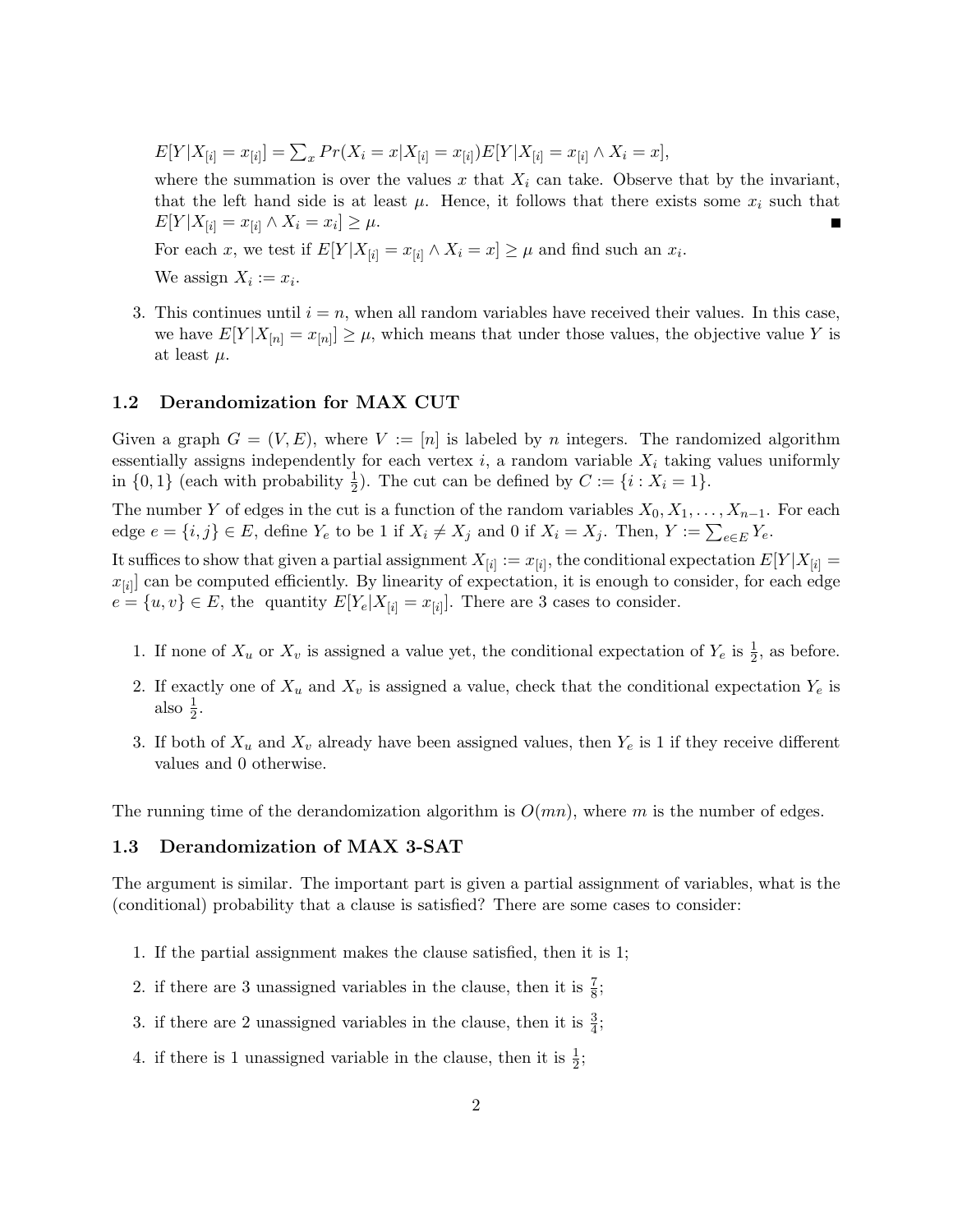$E[Y|X_{[i]} = x_{[i]}] = \sum_x Pr(X_i = x|X_{[i]} = x_{[i]})E[Y|X_{[i]} = x_{[i]} \wedge X_i = x]$,

where the summation is over the values $x$ that $X_i$ can take. Observe that by the invariant, that the left hand side is at least $\mu$. Hence, it follows that there exists some $x_i$ such that $E[Y|X_{[i]} = x_{[i]} \wedge X_i = x_i] \geq \mu$. ■

For each $x$, we test if $E[Y|X_{[i]} = x_{[i]} \wedge X_i = x] \geq \mu$ and find such an $x_i$.

We assign $X_i := x_i$.

3. This continues until $i = n$, when all random variables have received their values. In this case, we have $E[Y|X_{[n]} = x_{[n]}] \geq \mu$, which means that under those values, the objective value $Y$ is at least $\mu$.

### 1.2 Derandomization for MAX CUT

Given a graph $G = (V, E)$, where $V := [n]$ is labeled by $n$ integers. The randomized algorithm essentially assigns independently for each vertex $i$, a random variable $X_i$ taking values uniformly in $\{0, 1\}$ (each with probability $\frac{1}{2}$). The cut can be defined by $C := \{i : X_i = 1\}$.

The number $Y$ of edges in the cut is a function of the random variables $X_0, X_1, \ldots, X_{n-1}$. For each edge $e = \{i, j\} \in E$, define $Y_e$ to be 1 if $X_i \neq X_j$ and 0 if $X_i = X_j$. Then, $Y := \sum_{e \in E} Y_e$.

It suffices to show that given a partial assignment $X_{[i]} := x_{[i]}$, the conditional expectation $E[Y|X_{[i]} = x_{[i]}]$ can be computed efficiently. By linearity of expectation, it is enough to consider, for each edge $e = \{u, v\} \in E$, the quantity $E[Y_e|X_{[i]} = x_{[i]}]$. There are 3 cases to consider.

1. If none of $X_u$ or $X_v$ is assigned a value yet, the conditional expectation of $Y_e$ is $\frac{1}{2}$, as before.
2. If exactly one of $X_u$ and $X_v$ is assigned a value, check that the conditional expectation $Y_e$ is also $\frac{1}{2}$.
3. If both of $X_u$ and $X_v$ already have been assigned values, then $Y_e$ is 1 if they receive different values and 0 otherwise.

The running time of the derandomization algorithm is $O(mn)$, where $m$ is the number of edges.

### 1.3 Derandomization of MAX 3-SAT

The argument is similar. The important part is given a partial assignment of variables, what is the (conditional) probability that a clause is satisfied? There are some cases to consider:

1. If the partial assignment makes the clause satisfied, then it is 1;
2. if there are 3 unassigned variables in the clause, then it is $\frac{7}{8}$;
3. if there are 2 unassigned variables in the clause, then it is $\frac{3}{4}$;
4. if there is 1 unassigned variable in the clause, then it is $\frac{1}{2}$;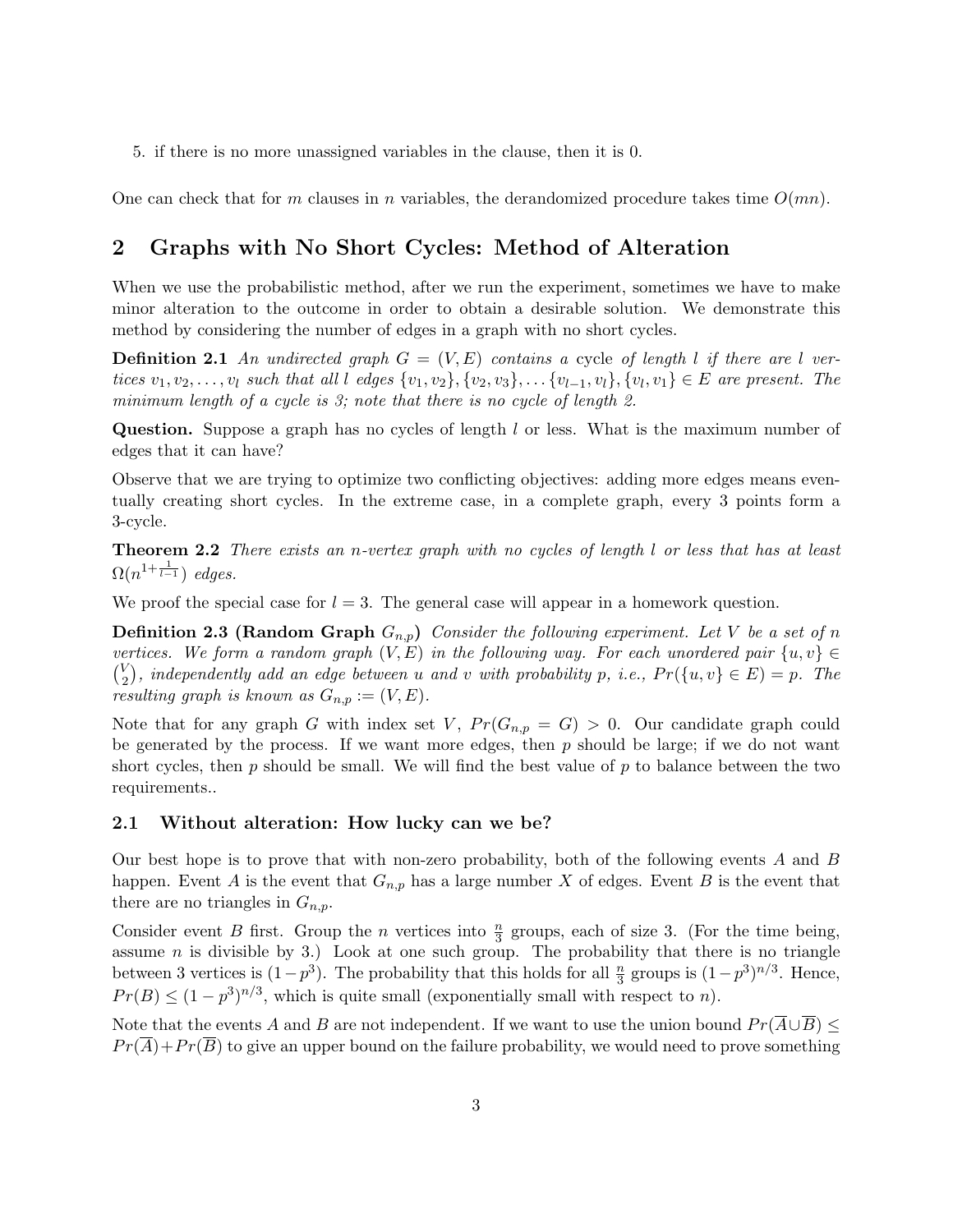5. if there is no more unassigned variables in the clause, then it is 0.

One can check that for $m$ clauses in $n$ variables, the derandomized procedure takes time $O(mn)$.

## 2 Graphs with No Short Cycles: Method of Alteration

When we use the probabilistic method, after we run the experiment, sometimes we have to make minor alteration to the outcome in order to obtain a desirable solution. We demonstrate this method by considering the number of edges in a graph with no short cycles.

**Definition 2.1** *An undirected graph $G = (V, E)$ contains a* cycle *of length $l$ if there are $l$ vertices $v_1, v_2, \ldots, v_l$ such that all $l$ edges $\{v_1, v_2\}, \{v_2, v_3\}, \ldots \{v_{l-1}, v_l\}, \{v_l, v_1\} \in E$ are present. The minimum length of a cycle is 3; note that there is no cycle of length 2.*

**Question.** Suppose a graph has no cycles of length $l$ or less. What is the maximum number of edges that it can have?

Observe that we are trying to optimize two conflicting objectives: adding more edges means eventually creating short cycles. In the extreme case, in a complete graph, every 3 points form a 3-cycle.

**Theorem 2.2** *There exists an $n$-vertex graph with no cycles of length $l$ or less that has at least $\Omega(n^{1+\frac{1}{l-1}})$ edges.*

We proof the special case for $l = 3$. The general case will appear in a homework question.

**Definition 2.3 (Random Graph $G_{n,p}$)** *Consider the following experiment. Let $V$ be a set of $n$ vertices. We form a random graph $(V, E)$ in the following way. For each unordered pair $\{u, v\} \in \binom{V}{2}$, independently add an edge between $u$ and $v$ with probability $p$, i.e., $Pr(\{u, v\} \in E) = p$. The resulting graph is known as $G_{n,p} := (V, E)$.*

Note that for any graph $G$ with index set $V$, $Pr(G_{n,p} = G) > 0$. Our candidate graph could be generated by the process. If we want more edges, then $p$ should be large; if we do not want short cycles, then $p$ should be small. We will find the best value of $p$ to balance between the two requirements..

### 2.1 Without alteration: How lucky can we be?

Our best hope is to prove that with non-zero probability, both of the following events $A$ and $B$ happen. Event $A$ is the event that $G_{n,p}$ has a large number $X$ of edges. Event $B$ is the event that there are no triangles in $G_{n,p}$.

Consider event $B$ first. Group the $n$ vertices into $\frac{n}{3}$ groups, each of size 3. (For the time being, assume $n$ is divisible by 3.) Look at one such group. The probability that there is no triangle between 3 vertices is $(1 - p^3)$. The probability that this holds for all $\frac{n}{3}$ groups is $(1 - p^3)^{n/3}$. Hence, $Pr(B) \leq (1 - p^3)^{n/3}$, which is quite small (exponentially small with respect to $n$).

Note that the events $A$ and $B$ are not independent. If we want to use the union bound $Pr(\overline{A} \cup \overline{B}) \leq Pr(\overline{A}) + Pr(\overline{B})$ to give an upper bound on the failure probability, we would need to prove something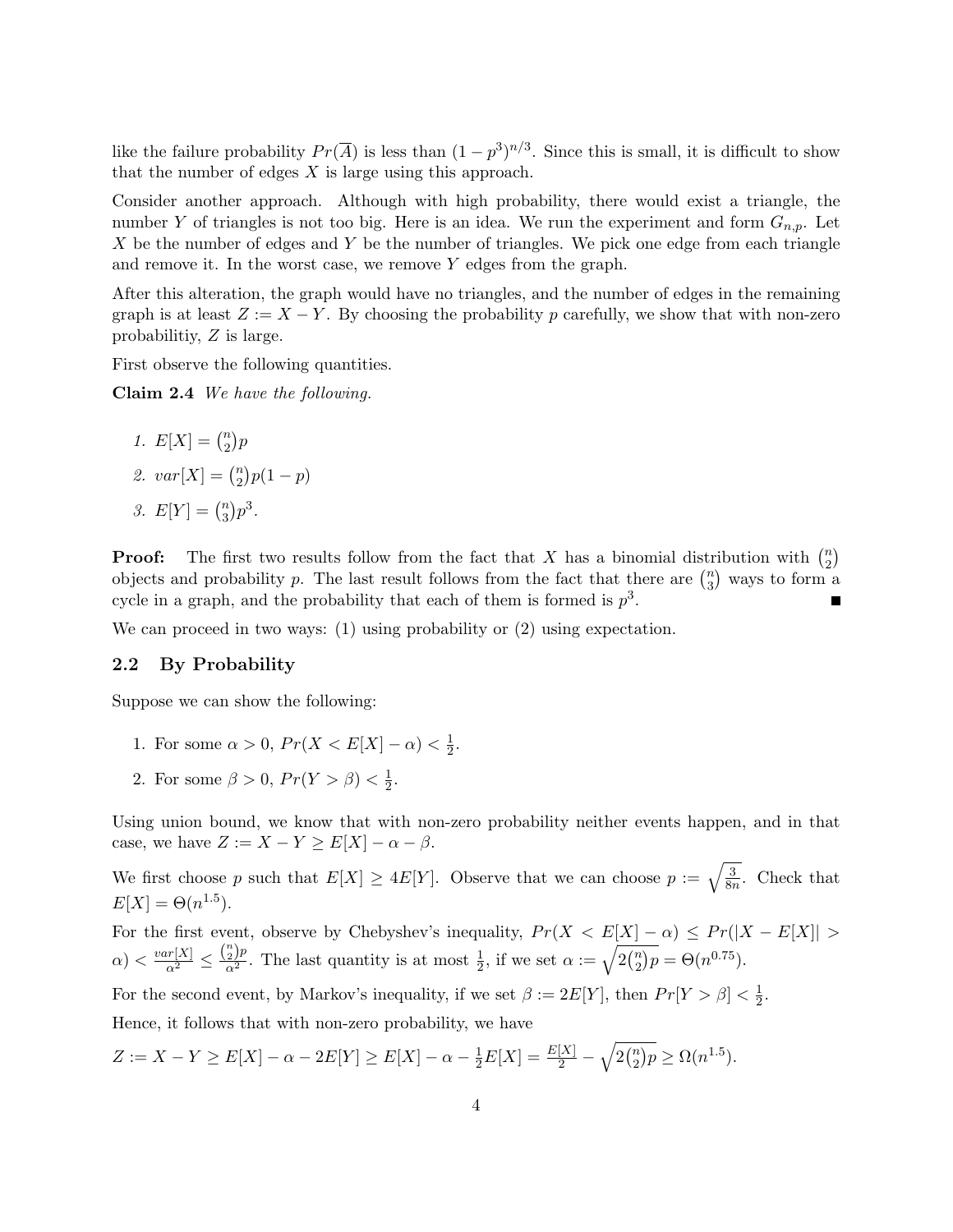like the failure probability $Pr(\overline{A})$ is less than $(1-p^3)^{n/3}$. Since this is small, it is difficult to show that the number of edges $X$ is large using this approach.

Consider another approach. Although with high probability, there would exist a triangle, the number $Y$ of triangles is not too big. Here is an idea. We run the experiment and form $G_{n,p}$. Let $X$ be the number of edges and $Y$ be the number of triangles. We pick one edge from each triangle and remove it. In the worst case, we remove $Y$ edges from the graph.

After this alteration, the graph would have no triangles, and the number of edges in the remaining graph is at least $Z := X - Y$. By choosing the probability $p$ carefully, we show that with non-zero probabilitiy, $Z$ is large.

First observe the following quantities.

**Claim 2.4** *We have the following.*

1. $E[X] = \binom{n}{2}p$
2. $var[X] = \binom{n}{2}p(1-p)$
3. $E[Y] = \binom{n}{3}p^3$.

**Proof:** The first two results follow from the fact that $X$ has a binomial distribution with $\binom{n}{2}$ objects and probability $p$. The last result follows from the fact that there are $\binom{n}{3}$ ways to form a cycle in a graph, and the probability that each of them is formed is $p^3$. ■

We can proceed in two ways: (1) using probability or (2) using expectation.

## 2.2 By Probability

Suppose we can show the following:

1. For some $\alpha > 0$, $Pr(X < E[X] - \alpha) < \frac{1}{2}$.
2. For some $\beta > 0$, $Pr(Y > \beta) < \frac{1}{2}$.

Using union bound, we know that with non-zero probability neither events happen, and in that case, we have $Z := X - Y \geq E[X] - \alpha - \beta$.

We first choose $p$ such that $E[X] \geq 4E[Y]$. Observe that we can choose $p := \sqrt{\frac{3}{8n}}$. Check that $E[X] = \Theta(n^{1.5})$.

For the first event, observe by Chebyshev's inequality, $Pr(X < E[X] - \alpha) \leq Pr(|X - E[X]| > \alpha) < \frac{var[X]}{\alpha^2} \leq \frac{\binom{n}{2}p}{\alpha^2}$. The last quantity is at most $\frac{1}{2}$, if we set $\alpha := \sqrt{2\binom{n}{2}p} = \Theta(n^{0.75})$.

For the second event, by Markov's inequality, if we set $\beta := 2E[Y]$, then $Pr[Y > \beta] < \frac{1}{2}$.

Hence, it follows that with non-zero probability, we have

$Z := X - Y \geq E[X] - \alpha - 2E[Y] \geq E[X] - \alpha - \frac{1}{2}E[X] = \frac{E[X]}{2} - \sqrt{2\binom{n}{2}p} \geq \Omega(n^{1.5})$.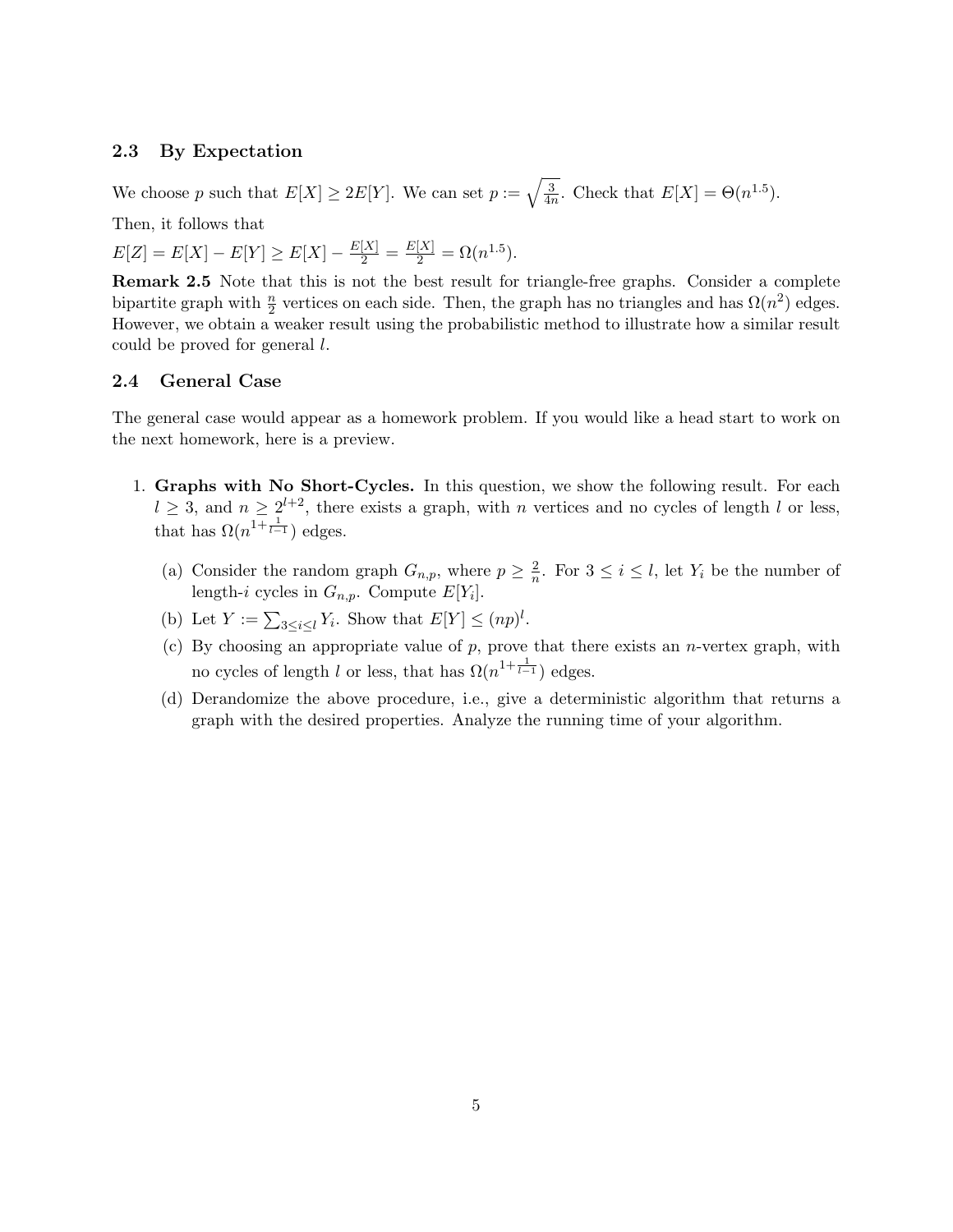### 2.3 By Expectation

We choose $p$ such that $E[X] \geq 2E[Y]$. We can set $p := \sqrt{\frac{3}{4n}}$. Check that $E[X] = \Theta(n^{1.5})$.

Then, it follows that

$E[Z] = E[X] - E[Y] \geq E[X] - \frac{E[X]}{2} = \frac{E[X]}{2} = \Omega(n^{1.5})$.

**Remark 2.5** Note that this is not the best result for triangle-free graphs. Consider a complete bipartite graph with $\frac{n}{2}$ vertices on each side. Then, the graph has no triangles and has $\Omega(n^2)$ edges. However, we obtain a weaker result using the probabilistic method to illustrate how a similar result could be proved for general $l$.

### 2.4 General Case

The general case would appear as a homework problem. If you would like a head start to work on the next homework, here is a preview.

1. **Graphs with No Short-Cycles.** In this question, we show the following result. For each $l \geq 3$, and $n \geq 2^{l+2}$, there exists a graph, with $n$ vertices and no cycles of length $l$ or less, that has $\Omega(n^{1+\frac{1}{l-1}})$ edges.

   (a) Consider the random graph $G_{n,p}$, where $p \geq \frac{2}{n}$. For $3 \leq i \leq l$, let $Y_i$ be the number of length-$i$ cycles in $G_{n,p}$. Compute $E[Y_i]$.

   (b) Let $Y := \sum_{3 \leq i \leq l} Y_i$. Show that $E[Y] \leq (np)^l$.

   (c) By choosing an appropriate value of $p$, prove that there exists an $n$-vertex graph, with no cycles of length $l$ or less, that has $\Omega(n^{1+\frac{1}{l-1}})$ edges.

   (d) Derandomize the above procedure, i.e., give a deterministic algorithm that returns a graph with the desired properties. Analyze the running time of your algorithm.